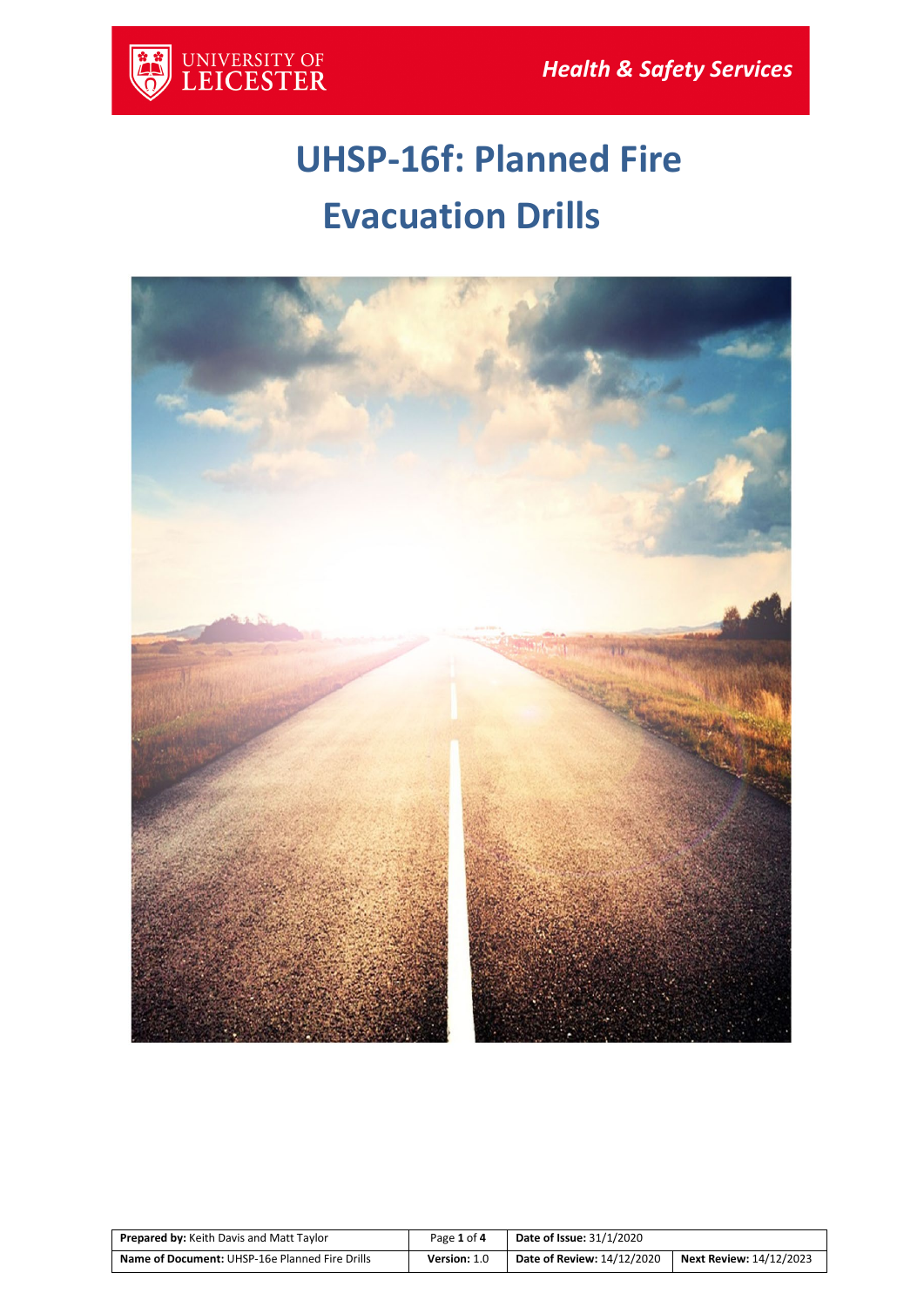# UHSP-16f: Planned Fire Evacuation Drills

| **Prepared by:** Keith Davis and Matt Taylor | | **Date of Issue:** 31/1/2020 | |
|---|---|---|---|
| **Name of Document:** UHSP-16e Planned Fire Drills | **Version:** 1.0 | **Date of Review:** 14/12/2020 | **Next Review:** 14/12/2023 |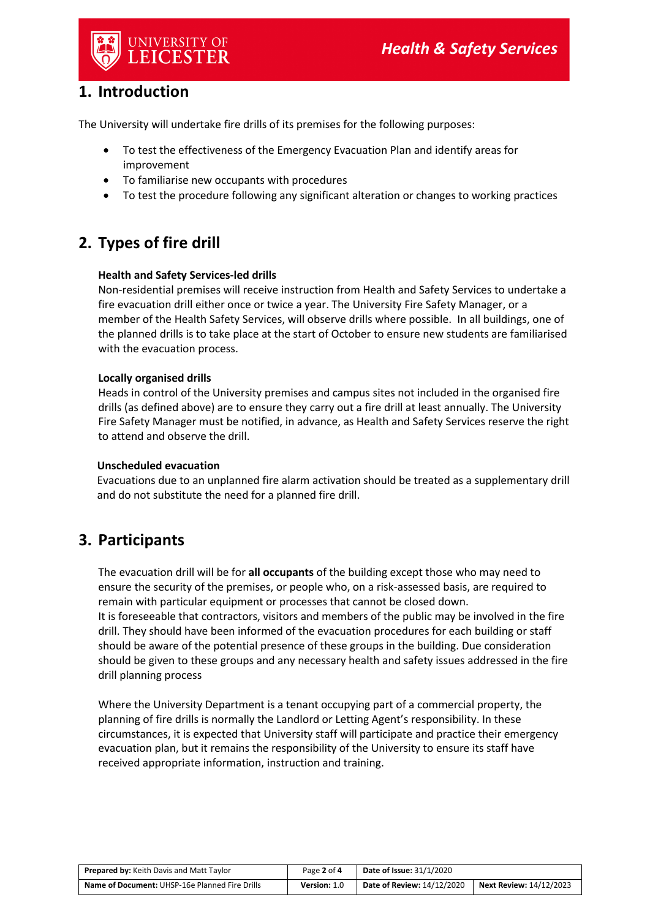## 1. Introduction

The University will undertake fire drills of its premises for the following purposes:

- To test the effectiveness of the Emergency Evacuation Plan and identify areas for improvement
- To familiarise new occupants with procedures
- To test the procedure following any significant alteration or changes to working practices

## 2. Types of fire drill

**Health and Safety Services-led drills**
Non-residential premises will receive instruction from Health and Safety Services to undertake a fire evacuation drill either once or twice a year. The University Fire Safety Manager, or a member of the Health Safety Services, will observe drills where possible. In all buildings, one of the planned drills is to take place at the start of October to ensure new students are familiarised with the evacuation process.

**Locally organised drills**
Heads in control of the University premises and campus sites not included in the organised fire drills (as defined above) are to ensure they carry out a fire drill at least annually. The University Fire Safety Manager must be notified, in advance, as Health and Safety Services reserve the right to attend and observe the drill.

**Unscheduled evacuation**
Evacuations due to an unplanned fire alarm activation should be treated as a supplementary drill and do not substitute the need for a planned fire drill.

## 3. Participants

The evacuation drill will be for **all occupants** of the building except those who may need to ensure the security of the premises, or people who, on a risk-assessed basis, are required to remain with particular equipment or processes that cannot be closed down.
It is foreseeable that contractors, visitors and members of the public may be involved in the fire drill. They should have been informed of the evacuation procedures for each building or staff should be aware of the potential presence of these groups in the building. Due consideration should be given to these groups and any necessary health and safety issues addressed in the fire drill planning process

Where the University Department is a tenant occupying part of a commercial property, the planning of fire drills is normally the Landlord or Letting Agent's responsibility. In these circumstances, it is expected that University staff will participate and practice their emergency evacuation plan, but it remains the responsibility of the University to ensure its staff have received appropriate information, instruction and training.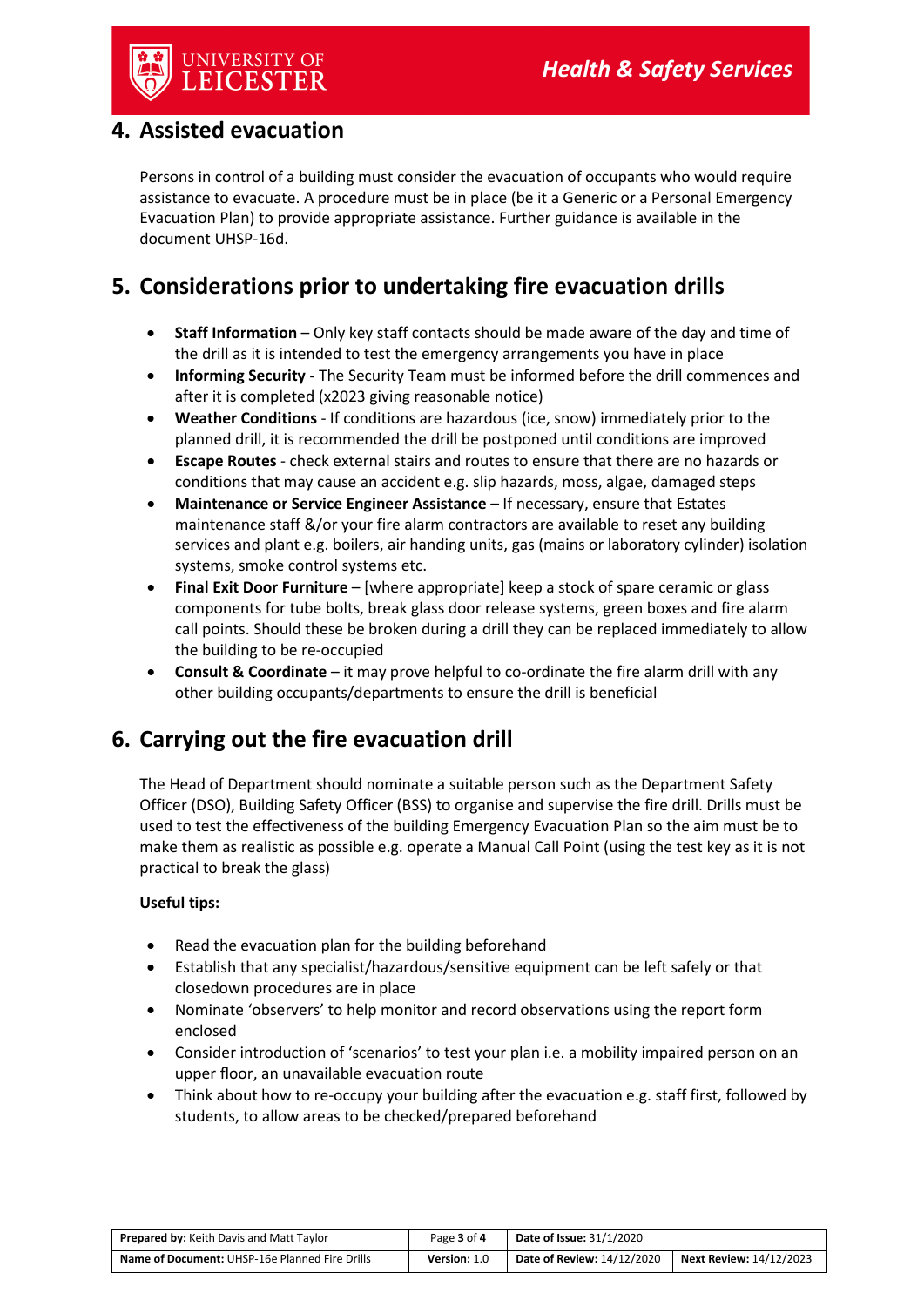## 4. Assisted evacuation

Persons in control of a building must consider the evacuation of occupants who would require assistance to evacuate. A procedure must be in place (be it a Generic or a Personal Emergency Evacuation Plan) to provide appropriate assistance. Further guidance is available in the document UHSP-16d.

## 5. Considerations prior to undertaking fire evacuation drills

- **Staff Information** – Only key staff contacts should be made aware of the day and time of the drill as it is intended to test the emergency arrangements you have in place
- **Informing Security -** The Security Team must be informed before the drill commences and after it is completed (x2023 giving reasonable notice)
- **Weather Conditions** - If conditions are hazardous (ice, snow) immediately prior to the planned drill, it is recommended the drill be postponed until conditions are improved
- **Escape Routes** - check external stairs and routes to ensure that there are no hazards or conditions that may cause an accident e.g. slip hazards, moss, algae, damaged steps
- **Maintenance or Service Engineer Assistance** – If necessary, ensure that Estates maintenance staff &/or your fire alarm contractors are available to reset any building services and plant e.g. boilers, air handing units, gas (mains or laboratory cylinder) isolation systems, smoke control systems etc.
- **Final Exit Door Furniture** – [where appropriate] keep a stock of spare ceramic or glass components for tube bolts, break glass door release systems, green boxes and fire alarm call points. Should these be broken during a drill they can be replaced immediately to allow the building to be re-occupied
- **Consult & Coordinate** – it may prove helpful to co-ordinate the fire alarm drill with any other building occupants/departments to ensure the drill is beneficial

## 6. Carrying out the fire evacuation drill

The Head of Department should nominate a suitable person such as the Department Safety Officer (DSO), Building Safety Officer (BSS) to organise and supervise the fire drill. Drills must be used to test the effectiveness of the building Emergency Evacuation Plan so the aim must be to make them as realistic as possible e.g. operate a Manual Call Point (using the test key as it is not practical to break the glass)

**Useful tips:**

- Read the evacuation plan for the building beforehand
- Establish that any specialist/hazardous/sensitive equipment can be left safely or that closedown procedures are in place
- Nominate 'observers' to help monitor and record observations using the report form enclosed
- Consider introduction of 'scenarios' to test your plan i.e. a mobility impaired person on an upper floor, an unavailable evacuation route
- Think about how to re-occupy your building after the evacuation e.g. staff first, followed by students, to allow areas to be checked/prepared beforehand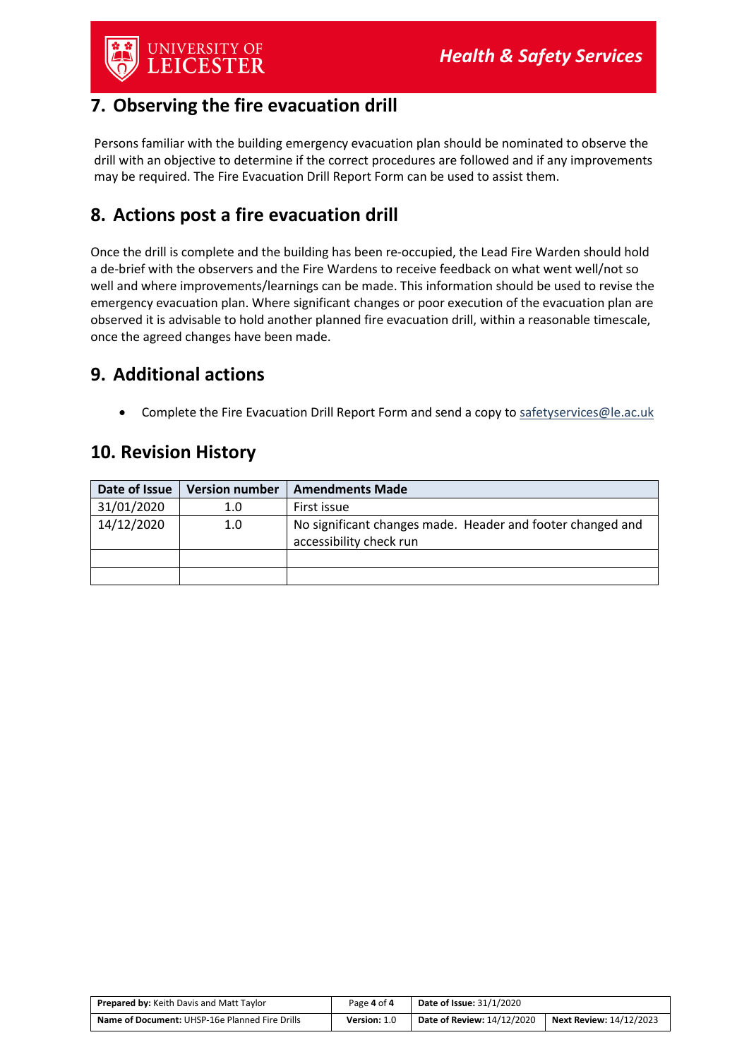## 7. Observing the fire evacuation drill

Persons familiar with the building emergency evacuation plan should be nominated to observe the drill with an objective to determine if the correct procedures are followed and if any improvements may be required. The Fire Evacuation Drill Report Form can be used to assist them.

## 8. Actions post a fire evacuation drill

Once the drill is complete and the building has been re-occupied, the Lead Fire Warden should hold a de-brief with the observers and the Fire Wardens to receive feedback on what went well/not so well and where improvements/learnings can be made. This information should be used to revise the emergency evacuation plan. Where significant changes or poor execution of the evacuation plan are observed it is advisable to hold another planned fire evacuation drill, within a reasonable timescale, once the agreed changes have been made.

## 9. Additional actions

- Complete the Fire Evacuation Drill Report Form and send a copy to safetyservices@le.ac.uk

## 10. Revision History

| Date of Issue | Version number | Amendments Made |
|---|---|---|
| 31/01/2020 | 1.0 | First issue |
| 14/12/2020 | 1.0 | No significant changes made. Header and footer changed and accessibility check run |
| | | |
| | | |